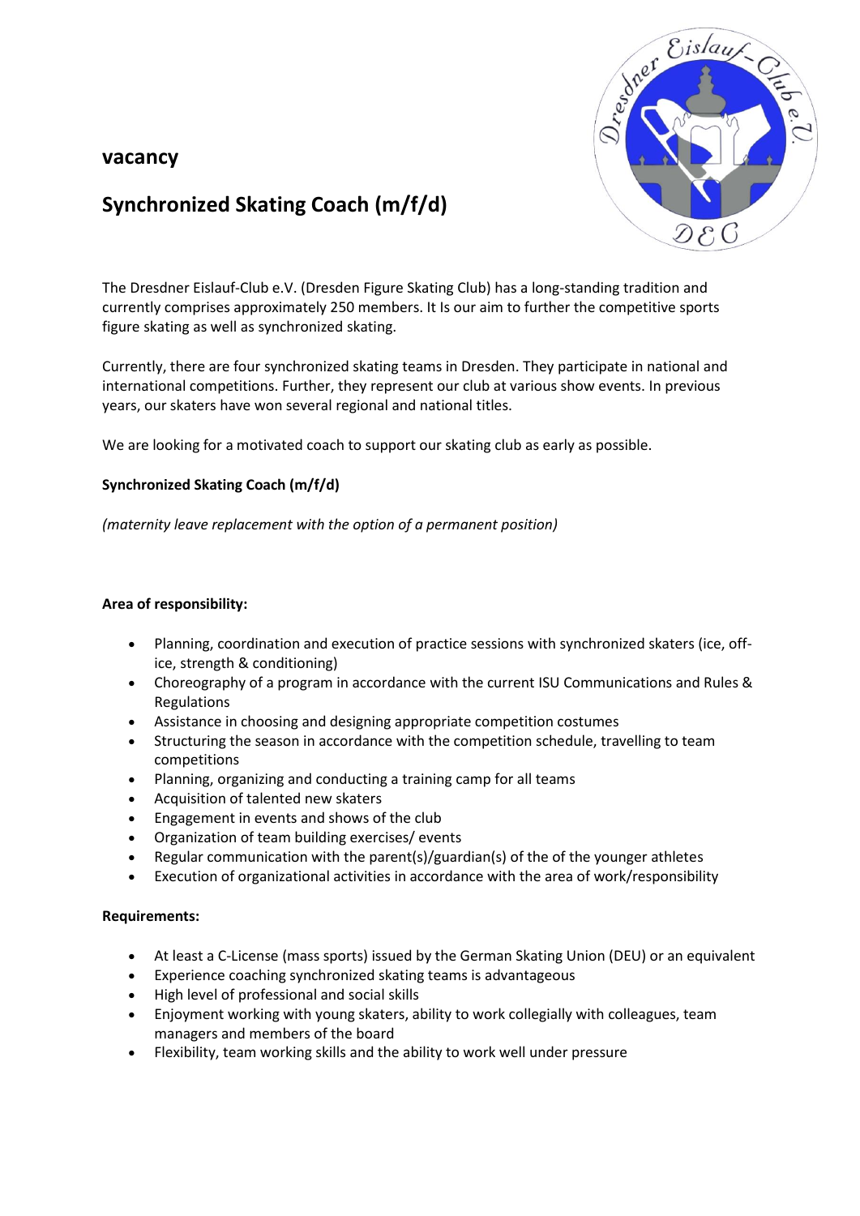## vacancy

# Synchronized Skating Coach (m/f/d)

The Dresdner Eislauf-Club e.V. (Dresden Figure Skating Club) has a long-standing tradition and currently comprises approximately 250 members. It Is our aim to further the competitive sports figure skating as well as synchronized skating.

Currently, there are four synchronized skating teams in Dresden. They participate in national and international competitions. Further, they represent our club at various show events. In previous years, our skaters have won several regional and national titles.

We are looking for a motivated coach to support our skating club as early as possible.

**Synchronized Skating Coach (m/f/d)**

*(maternity leave replacement with the option of a permanent position)*

**Area of responsibility:**

- Planning, coordination and execution of practice sessions with synchronized skaters (ice, off-ice, strength & conditioning)
- Choreography of a program in accordance with the current ISU Communications and Rules & Regulations
- Assistance in choosing and designing appropriate competition costumes
- Structuring the season in accordance with the competition schedule, travelling to team competitions
- Planning, organizing and conducting a training camp for all teams
- Acquisition of talented new skaters
- Engagement in events and shows of the club
- Organization of team building exercises/ events
- Regular communication with the parent(s)/guardian(s) of the of the younger athletes
- Execution of organizational activities in accordance with the area of work/responsibility

**Requirements:**

- At least a C-License (mass sports) issued by the German Skating Union (DEU) or an equivalent
- Experience coaching synchronized skating teams is advantageous
- High level of professional and social skills
- Enjoyment working with young skaters, ability to work collegially with colleagues, team managers and members of the board
- Flexibility, team working skills and the ability to work well under pressure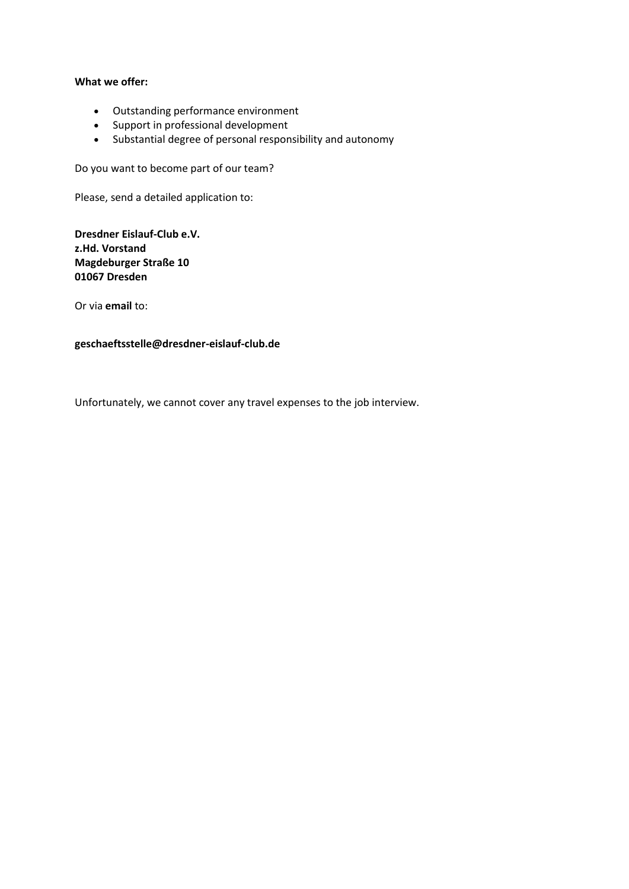**What we offer:**

- Outstanding performance environment
- Support in professional development
- Substantial degree of personal responsibility and autonomy

Do you want to become part of our team?

Please, send a detailed application to:

**Dresdner Eislauf-Club e.V.**
**z.Hd. Vorstand**
**Magdeburger Straße 10**
**01067 Dresden**

Or via **email** to:

**geschaeftsstelle@dresdner-eislauf-club.de**

Unfortunately, we cannot cover any travel expenses to the job interview.